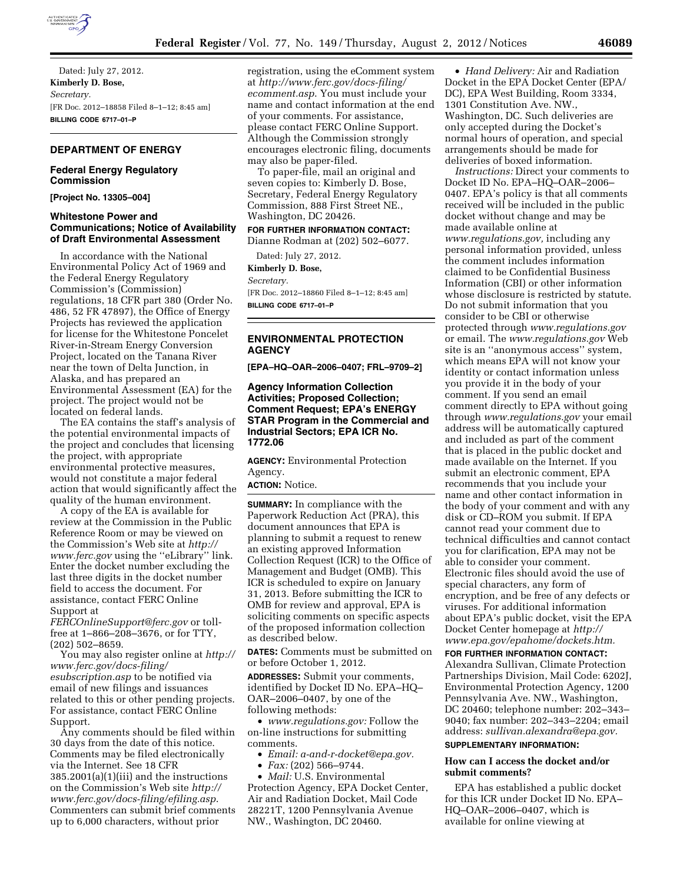Dated: July 27, 2012.

**Kimberly D. Bose,**

*Secretary.*

[FR Doc. 2012–18858 Filed 8–1–12; 8:45 am]

**BILLING CODE 6717–01–P**

## DEPARTMENT OF ENERGY

### Federal Energy Regulatory Commission

**[Project No. 13305–004]**

### Whitestone Power and Communications; Notice of Availability of Draft Environmental Assessment

In accordance with the National Environmental Policy Act of 1969 and the Federal Energy Regulatory Commission's (Commission) regulations, 18 CFR part 380 (Order No. 486, 52 FR 47897), the Office of Energy Projects has reviewed the application for license for the Whitestone Poncelet River-in-Stream Energy Conversion Project, located on the Tanana River near the town of Delta Junction, in Alaska, and has prepared an Environmental Assessment (EA) for the project. The project would not be located on federal lands.

The EA contains the staff's analysis of the potential environmental impacts of the project and concludes that licensing the project, with appropriate environmental protective measures, would not constitute a major federal action that would significantly affect the quality of the human environment.

A copy of the EA is available for review at the Commission in the Public Reference Room or may be viewed on the Commission's Web site at *http://www.ferc.gov* using the ''eLibrary'' link. Enter the docket number excluding the last three digits in the docket number field to access the document. For assistance, contact FERC Online Support at *FERCOnlineSupport@ferc.gov* or toll-free at 1–866–208–3676, or for TTY, (202) 502–8659.

You may also register online at *http://www.ferc.gov/docs-filing/esubscription.asp* to be notified via email of new filings and issuances related to this or other pending projects. For assistance, contact FERC Online Support.

Any comments should be filed within 30 days from the date of this notice. Comments may be filed electronically via the Internet. See 18 CFR 385.2001(a)(1)(iii) and the instructions on the Commission's Web site *http://www.ferc.gov/docs-filing/efiling.asp*. Commenters can submit brief comments up to 6,000 characters, without prior registration, using the eComment system at *http://www.ferc.gov/docs-filing/ecomment.asp*. You must include your name and contact information at the end of your comments. For assistance, please contact FERC Online Support. Although the Commission strongly encourages electronic filing, documents may also be paper-filed.

To paper-file, mail an original and seven copies to: Kimberly D. Bose, Secretary, Federal Energy Regulatory Commission, 888 First Street NE., Washington, DC 20426.

**FOR FURTHER INFORMATION CONTACT:** Dianne Rodman at (202) 502–6077.

Dated: July 27, 2012.

**Kimberly D. Bose,**

*Secretary.*

[FR Doc. 2012–18860 Filed 8–1–12; 8:45 am]

**BILLING CODE 6717–01–P**

## ENVIRONMENTAL PROTECTION AGENCY

**[EPA–HQ–OAR–2006–0407; FRL–9709–2]**

### Agency Information Collection Activities; Proposed Collection; Comment Request; EPA's ENERGY STAR Program in the Commercial and Industrial Sectors; EPA ICR No. 1772.06

**AGENCY:** Environmental Protection Agency.

**ACTION:** Notice.

**SUMMARY:** In compliance with the Paperwork Reduction Act (PRA), this document announces that EPA is planning to submit a request to renew an existing approved Information Collection Request (ICR) to the Office of Management and Budget (OMB). This ICR is scheduled to expire on January 31, 2013. Before submitting the ICR to OMB for review and approval, EPA is soliciting comments on specific aspects of the proposed information collection as described below.

**DATES:** Comments must be submitted on or before October 1, 2012.

**ADDRESSES:** Submit your comments, identified by Docket ID No. EPA–HQ–OAR–2006–0407, by one of the following methods:

- *www.regulations.gov:* Follow the on-line instructions for submitting comments.
- *Email: a-and-r-docket@epa.gov.*
- *Fax:* (202) 566–9744.
- *Mail:* U.S. Environmental Protection Agency, EPA Docket Center, Air and Radiation Docket, Mail Code 28221T, 1200 Pennsylvania Avenue NW., Washington, DC 20460.
- *Hand Delivery:* Air and Radiation Docket in the EPA Docket Center (EPA/DC), EPA West Building, Room 3334, 1301 Constitution Ave. NW., Washington, DC. Such deliveries are only accepted during the Docket's normal hours of operation, and special arrangements should be made for deliveries of boxed information.

*Instructions:* Direct your comments to Docket ID No. EPA–HQ–OAR–2006–0407. EPA's policy is that all comments received will be included in the public docket without change and may be made available online at *www.regulations.gov,* including any personal information provided, unless the comment includes information claimed to be Confidential Business Information (CBI) or other information whose disclosure is restricted by statute. Do not submit information that you consider to be CBI or otherwise protected through *www.regulations.gov* or email. The *www.regulations.gov* Web site is an ''anonymous access'' system, which means EPA will not know your identity or contact information unless you provide it in the body of your comment. If you send an email comment directly to EPA without going through *www.regulations.gov* your email address will be automatically captured and included as part of the comment that is placed in the public docket and made available on the Internet. If you submit an electronic comment, EPA recommends that you include your name and other contact information in the body of your comment and with any disk or CD–ROM you submit. If EPA cannot read your comment due to technical difficulties and cannot contact you for clarification, EPA may not be able to consider your comment. Electronic files should avoid the use of special characters, any form of encryption, and be free of any defects or viruses. For additional information about EPA's public docket, visit the EPA Docket Center homepage at *http://www.epa.gov/epahome/dockets.htm.*

**FOR FURTHER INFORMATION CONTACT:** Alexandra Sullivan, Climate Protection Partnerships Division, Mail Code: 6202J, Environmental Protection Agency, 1200 Pennsylvania Ave. NW., Washington, DC 20460; telephone number: 202–343–9040; fax number: 202–343–2204; email address: *sullivan.alexandra@epa.gov.*

**SUPPLEMENTARY INFORMATION:**

#### How can I access the docket and/or submit comments?

EPA has established a public docket for this ICR under Docket ID No. EPA–HQ–OAR–2006–0407, which is available for online viewing at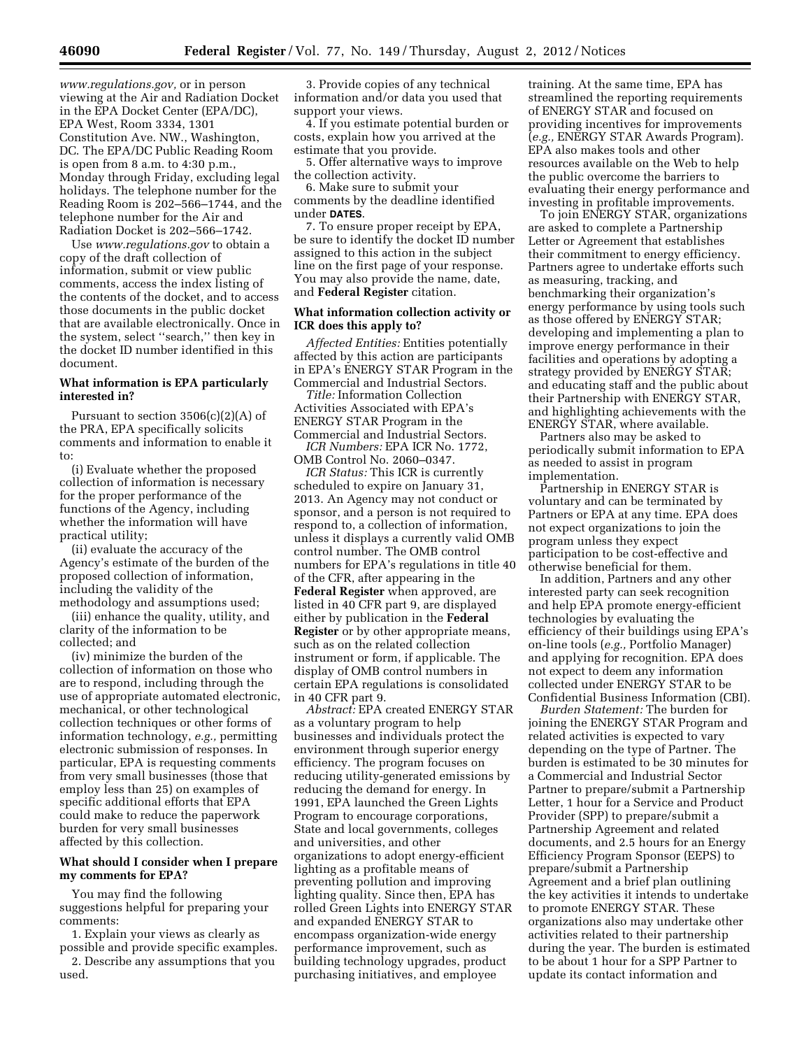*www.regulations.gov,* or in person viewing at the Air and Radiation Docket in the EPA Docket Center (EPA/DC), EPA West, Room 3334, 1301 Constitution Ave. NW., Washington, DC. The EPA/DC Public Reading Room is open from 8 a.m. to 4:30 p.m., Monday through Friday, excluding legal holidays. The telephone number for the Reading Room is 202–566–1744, and the telephone number for the Air and Radiation Docket is 202–566–1742.

Use *www.regulations.gov* to obtain a copy of the draft collection of information, submit or view public comments, access the index listing of the contents of the docket, and to access those documents in the public docket that are available electronically. Once in the system, select ''search,'' then key in the docket ID number identified in this document.

**What information is EPA particularly interested in?**

Pursuant to section 3506(c)(2)(A) of the PRA, EPA specifically solicits comments and information to enable it to:

(i) Evaluate whether the proposed collection of information is necessary for the proper performance of the functions of the Agency, including whether the information will have practical utility;

(ii) evaluate the accuracy of the Agency's estimate of the burden of the proposed collection of information, including the validity of the methodology and assumptions used;

(iii) enhance the quality, utility, and clarity of the information to be collected; and

(iv) minimize the burden of the collection of information on those who are to respond, including through the use of appropriate automated electronic, mechanical, or other technological collection techniques or other forms of information technology, *e.g.,* permitting electronic submission of responses. In particular, EPA is requesting comments from very small businesses (those that employ less than 25) on examples of specific additional efforts that EPA could make to reduce the paperwork burden for very small businesses affected by this collection.

**What should I consider when I prepare my comments for EPA?**

You may find the following suggestions helpful for preparing your comments:

1. Explain your views as clearly as possible and provide specific examples.
2. Describe any assumptions that you used.
3. Provide copies of any technical information and/or data you used that support your views.
4. If you estimate potential burden or costs, explain how you arrived at the estimate that you provide.
5. Offer alternative ways to improve the collection activity.
6. Make sure to submit your comments by the deadline identified under **DATES**.
7. To ensure proper receipt by EPA, be sure to identify the docket ID number assigned to this action in the subject line on the first page of your response. You may also provide the name, date, and **Federal Register** citation.

**What information collection activity or ICR does this apply to?**

*Affected Entities:* Entities potentially affected by this action are participants in EPA's ENERGY STAR Program in the Commercial and Industrial Sectors.

*Title:* Information Collection Activities Associated with EPA's ENERGY STAR Program in the Commercial and Industrial Sectors.

*ICR Numbers:* EPA ICR No. 1772, OMB Control No. 2060–0347.

*ICR Status:* This ICR is currently scheduled to expire on January 31, 2013. An Agency may not conduct or sponsor, and a person is not required to respond to, a collection of information, unless it displays a currently valid OMB control number. The OMB control numbers for EPA's regulations in title 40 of the CFR, after appearing in the **Federal Register** when approved, are listed in 40 CFR part 9, are displayed either by publication in the **Federal Register** or by other appropriate means, such as on the related collection instrument or form, if applicable. The display of OMB control numbers in certain EPA regulations is consolidated in 40 CFR part 9.

*Abstract:* EPA created ENERGY STAR as a voluntary program to help businesses and individuals protect the environment through superior energy efficiency. The program focuses on reducing utility-generated emissions by reducing the demand for energy. In 1991, EPA launched the Green Lights Program to encourage corporations, State and local governments, colleges and universities, and other organizations to adopt energy-efficient lighting as a profitable means of preventing pollution and improving lighting quality. Since then, EPA has rolled Green Lights into ENERGY STAR and expanded ENERGY STAR to encompass organization-wide energy performance improvement, such as building technology upgrades, product purchasing initiatives, and employee training. At the same time, EPA has streamlined the reporting requirements of ENERGY STAR and focused on providing incentives for improvements (*e.g.,* ENERGY STAR Awards Program). EPA also makes tools and other resources available on the Web to help the public overcome the barriers to evaluating their energy performance and investing in profitable improvements.

To join ENERGY STAR, organizations are asked to complete a Partnership Letter or Agreement that establishes their commitment to energy efficiency. Partners agree to undertake efforts such as measuring, tracking, and benchmarking their organization's energy performance by using tools such as those offered by ENERGY STAR; developing and implementing a plan to improve energy performance in their facilities and operations by adopting a strategy provided by ENERGY STAR; and educating staff and the public about their Partnership with ENERGY STAR, and highlighting achievements with the ENERGY STAR, where available.

Partners also may be asked to periodically submit information to EPA as needed to assist in program implementation.

Partnership in ENERGY STAR is voluntary and can be terminated by Partners or EPA at any time. EPA does not expect organizations to join the program unless they expect participation to be cost-effective and otherwise beneficial for them.

In addition, Partners and any other interested party can seek recognition and help EPA promote energy-efficient technologies by evaluating the efficiency of their buildings using EPA's on-line tools (*e.g.,* Portfolio Manager) and applying for recognition. EPA does not expect to deem any information collected under ENERGY STAR to be Confidential Business Information (CBI).

*Burden Statement:* The burden for joining the ENERGY STAR Program and related activities is expected to vary depending on the type of Partner. The burden is estimated to be 30 minutes for a Commercial and Industrial Sector Partner to prepare/submit a Partnership Letter, 1 hour for a Service and Product Provider (SPP) to prepare/submit a Partnership Agreement and related documents, and 2.5 hours for an Energy Efficiency Program Sponsor (EEPS) to prepare/submit a Partnership Agreement and a brief plan outlining the key activities it intends to undertake to promote ENERGY STAR. These organizations also may undertake other activities related to their partnership during the year. The burden is estimated to be about 1 hour for a SPP Partner to update its contact information and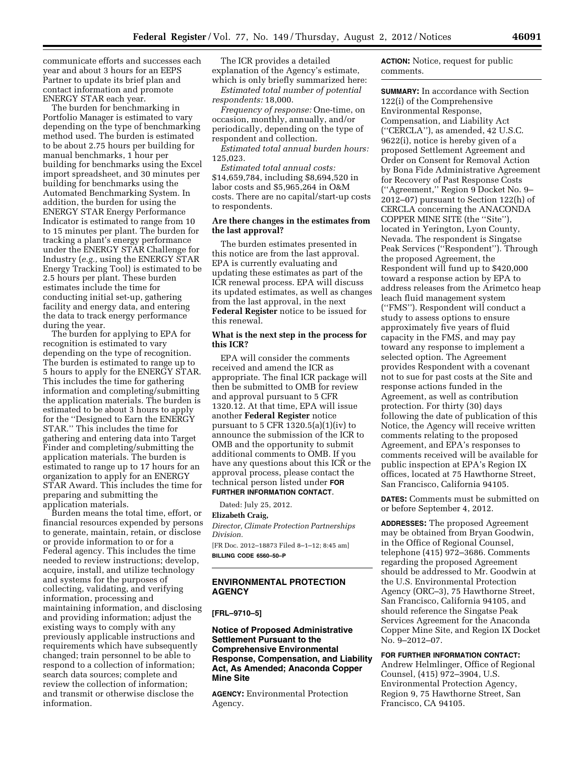communicate efforts and successes each year and about 3 hours for an EEPS Partner to update its brief plan and contact information and promote ENERGY STAR each year.

The burden for benchmarking in Portfolio Manager is estimated to vary depending on the type of benchmarking method used. The burden is estimated to be about 2.75 hours per building for manual benchmarks, 1 hour per building for benchmarks using the Excel import spreadsheet, and 30 minutes per building for benchmarks using the Automated Benchmarking System. In addition, the burden for using the ENERGY STAR Energy Performance Indicator is estimated to range from 10 to 15 minutes per plant. The burden for tracking a plant's energy performance under the ENERGY STAR Challenge for Industry (*e.g.,* using the ENERGY STAR Energy Tracking Tool) is estimated to be 2.5 hours per plant. These burden estimates include the time for conducting initial set-up, gathering facility and energy data, and entering the data to track energy performance during the year.

The burden for applying to EPA for recognition is estimated to vary depending on the type of recognition. The burden is estimated to range up to 5 hours to apply for the ENERGY STAR. This includes the time for gathering information and completing/submitting the application materials. The burden is estimated to be about 3 hours to apply for the ''Designed to Earn the ENERGY STAR.'' This includes the time for gathering and entering data into Target Finder and completing/submitting the application materials. The burden is estimated to range up to 17 hours for an organization to apply for an ENERGY STAR Award. This includes the time for preparing and submitting the application materials.

Burden means the total time, effort, or financial resources expended by persons to generate, maintain, retain, or disclose or provide information to or for a Federal agency. This includes the time needed to review instructions; develop, acquire, install, and utilize technology and systems for the purposes of collecting, validating, and verifying information, processing and maintaining information, and disclosing and providing information; adjust the existing ways to comply with any previously applicable instructions and requirements which have subsequently changed; train personnel to be able to respond to a collection of information; search data sources; complete and review the collection of information; and transmit or otherwise disclose the information.

The ICR provides a detailed explanation of the Agency's estimate, which is only briefly summarized here:

*Estimated total number of potential respondents:* 18,000.

*Frequency of response:* One-time, on occasion, monthly, annually, and/or periodically, depending on the type of respondent and collection.

*Estimated total annual burden hours:* 125,023.

*Estimated total annual costs:* $14,659,784, including $8,694,520 in labor costs and $5,965,264 in O&M costs. There are no capital/start-up costs to respondents.

### Are there changes in the estimates from the last approval?

The burden estimates presented in this notice are from the last approval. EPA is currently evaluating and updating these estimates as part of the ICR renewal process. EPA will discuss its updated estimates, as well as changes from the last approval, in the next **Federal Register** notice to be issued for this renewal.

### What is the next step in the process for this ICR?

EPA will consider the comments received and amend the ICR as appropriate. The final ICR package will then be submitted to OMB for review and approval pursuant to 5 CFR 1320.12. At that time, EPA will issue another **Federal Register** notice pursuant to 5 CFR 1320.5(a)(1)(iv) to announce the submission of the ICR to OMB and the opportunity to submit additional comments to OMB. If you have any questions about this ICR or the approval process, please contact the technical person listed under **FOR FURTHER INFORMATION CONTACT**.

Dated: July 25, 2012.

**Elizabeth Craig,**

*Director, Climate Protection Partnerships Division.*

[FR Doc. 2012–18873 Filed 8–1–12; 8:45 am]

**BILLING CODE 6560–50–P**

---

## ENVIRONMENTAL PROTECTION AGENCY

**[FRL–9710–5]**

### Notice of Proposed Administrative Settlement Pursuant to the Comprehensive Environmental Response, Compensation, and Liability Act, As Amended; Anaconda Copper Mine Site

**AGENCY:** Environmental Protection Agency.

**ACTION:** Notice, request for public comments.

**SUMMARY:** In accordance with Section 122(i) of the Comprehensive Environmental Response, Compensation, and Liability Act (''CERCLA''), as amended, 42 U.S.C. 9622(i), notice is hereby given of a proposed Settlement Agreement and Order on Consent for Removal Action by Bona Fide Administrative Agreement for Recovery of Past Response Costs (''Agreement,'' Region 9 Docket No. 9–2012–07) pursuant to Section 122(h) of CERCLA concerning the ANACONDA COPPER MINE SITE (the ''Site''), located in Yerington, Lyon County, Nevada. The respondent is Singatse Peak Services (''Respondent''). Through the proposed Agreement, the Respondent will fund up to $420,000 toward a response action by EPA to address releases from the Arimetco heap leach fluid management system (''FMS''). Respondent will conduct a study to assess options to ensure approximately five years of fluid capacity in the FMS, and may pay toward any response to implement a selected option. The Agreement provides Respondent with a covenant not to sue for past costs at the Site and response actions funded in the Agreement, as well as contribution protection. For thirty (30) days following the date of publication of this Notice, the Agency will receive written comments relating to the proposed Agreement, and EPA's responses to comments received will be available for public inspection at EPA's Region IX offices, located at 75 Hawthorne Street, San Francisco, California 94105.

**DATES:** Comments must be submitted on or before September 4, 2012.

**ADDRESSES:** The proposed Agreement may be obtained from Bryan Goodwin, in the Office of Regional Counsel, telephone (415) 972–3686. Comments regarding the proposed Agreement should be addressed to Mr. Goodwin at the U.S. Environmental Protection Agency (ORC–3), 75 Hawthorne Street, San Francisco, California 94105, and should reference the Singatse Peak Services Agreement for the Anaconda Copper Mine Site, and Region IX Docket No. 9–2012–07.

**FOR FURTHER INFORMATION CONTACT:** Andrew Helmlinger, Office of Regional Counsel, (415) 972–3904, U.S. Environmental Protection Agency, Region 9, 75 Hawthorne Street, San Francisco, CA 94105.